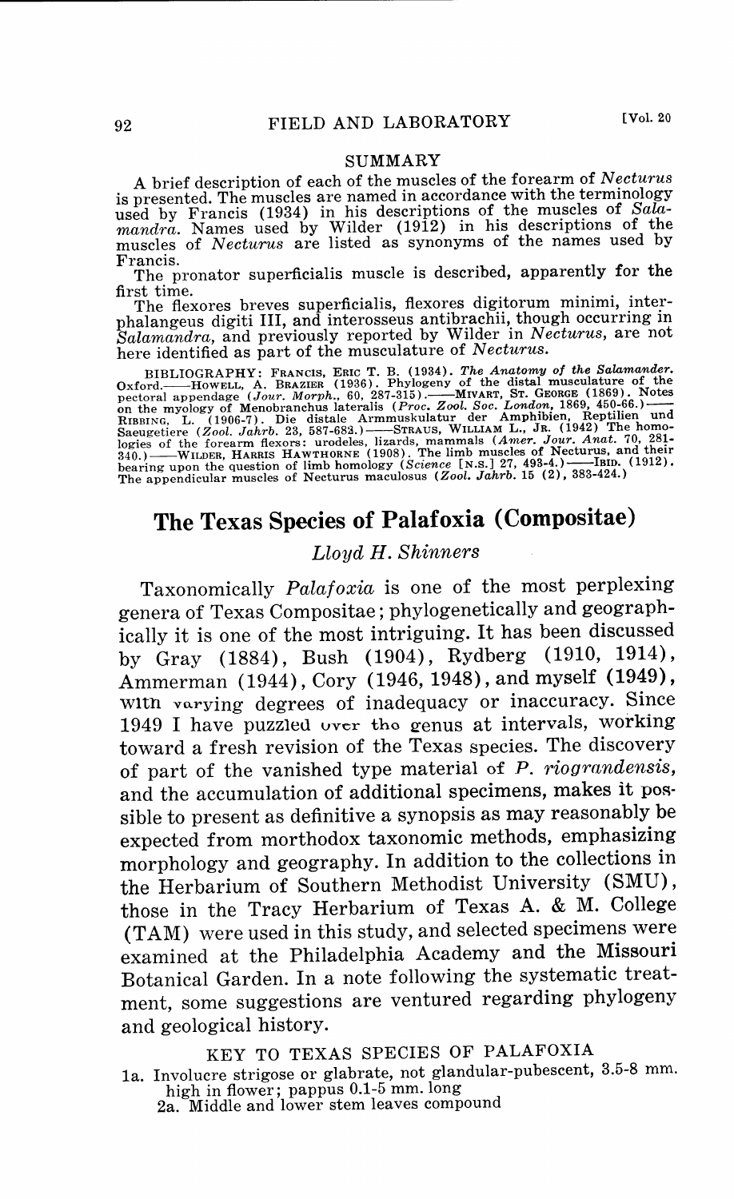## SUMMARY

A brief description of each of the muscles of the forearm of *Necturus* is presented. The muscles are named in accordance with the terminology used by Francis (1934) in his descriptions of the muscles of *Salamandra*. Names used by Wilder (1912) in his descriptions of the muscles of *Necturus* are listed as synonyms of the names used by Francis.

The pronator superficialis muscle is described, apparently for the first time.

The flexores breves superficialis, flexores digitorum minimi, interphalangeus digiti III, and interosseus antibrachii, though occurring in *Salamandra*, and previously reported by Wilder in *Necturus*, are not here identified as part of the musculature of *Necturus*.

BIBLIOGRAPHY: FRANCIS, ERIC T. B. (1934). *The Anatomy of the Salamander.* Oxford.——HOWELL, A. BRAZIER (1936). Phylogeny of the distal musculature of the pectoral appendage (*Jour. Morph.*, 60, 287-315).——MIVART, ST. GEORGE (1869). Notes on the myology of Menobranchus lateralis (*Proc. Zool. Soc. London*, 1869, 450-66.)——RIBBING, L. (1906-7). Die distale Armmuskulatur der Amphibien, Reptilien und Saeugetiere (*Zool. Jahrb.* 23, 587-683.)——STRAUS, WILLIAM L., JR. (1942) The homologies of the forearm flexors: urodeles, lizards, mammals (*Amer. Jour. Anat.* 70, 281-340.)——WILDER, HARRIS HAWTHORNE (1908). The limb muscles of Necturus, and their bearing upon the question of limb homology (*Science* [N.S.] 27, 493-4.)——IBID. (1912). The appendicular muscles of Necturus maculosus (*Zool. Jahrb.* 15 (2), 383-424.)

# The Texas Species of Palafoxia (Compositae)

*Lloyd H. Shinners*

Taxonomically *Palafoxia* is one of the most perplexing genera of Texas Compositae; phylogenetically and geographically it is one of the most intriguing. It has been discussed by Gray (1884), Bush (1904), Rydberg (1910, 1914), Ammerman (1944), Cory (1946, 1948), and myself (1949), with varying degrees of inadequacy or inaccuracy. Since 1949 I have puzzled over the genus at intervals, working toward a fresh revision of the Texas species. The discovery of part of the vanished type material of *P. riograndensis*, and the accumulation of additional specimens, makes it possible to present as definitive a synopsis as may reasonably be expected from morthodox taxonomic methods, emphasizing morphology and geography. In addition to the collections in the Herbarium of Southern Methodist University (SMU), those in the Tracy Herbarium of Texas A. & M. College (TAM) were used in this study, and selected specimens were examined at the Philadelphia Academy and the Missouri Botanical Garden. In a note following the systematic treatment, some suggestions are ventured regarding phylogeny and geological history.

## KEY TO TEXAS SPECIES OF PALAFOXIA

1a. Involucre strigose or glabrate, not glandular-pubescent, 3.5-8 mm. high in flower; pappus 0.1-5 mm. long

2a. Middle and lower stem leaves compound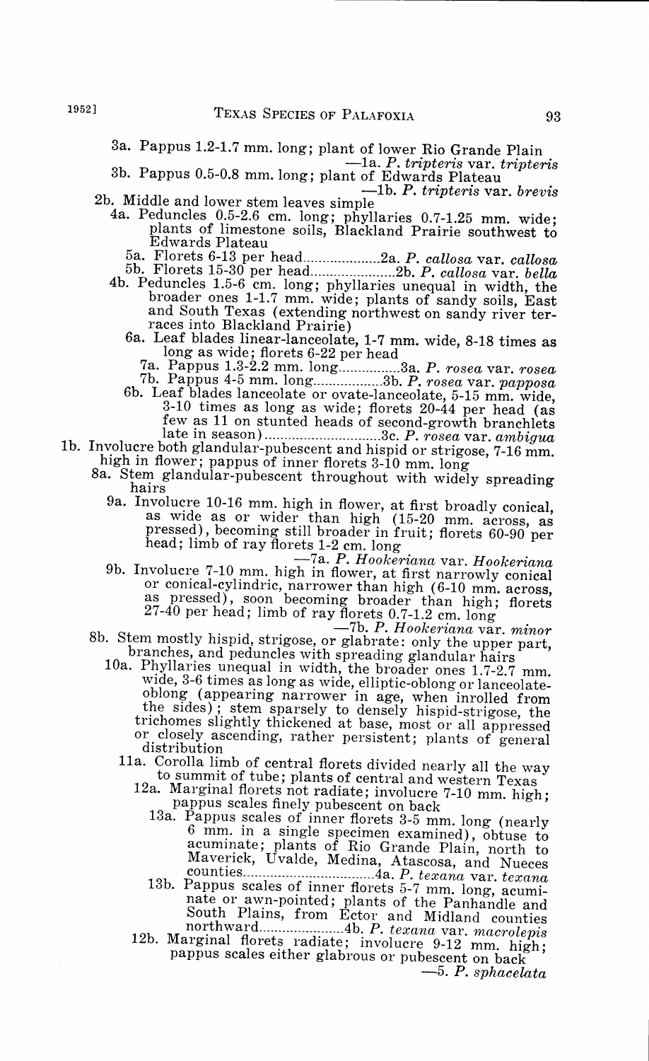3a. Pappus 1.2-1.7 mm. long; plant of lower Rio Grande Plain —1a. *P. tripteris* var. *tripteris*

3b. Pappus 0.5-0.8 mm. long; plant of Edwards Plateau —1b. *P. tripteris* var. *brevis*

2b. Middle and lower stem leaves simple

4a. Peduncles 0.5-2.6 cm. long; phyllaries 0.7-1.25 mm. wide; plants of limestone soils, Blackland Prairie southwest to Edwards Plateau

5a. Florets 6-13 per head....................2a. *P. callosa* var. *callosa*

5b. Florets 15-30 per head.....................2b. *P. callosa* var. *bella*

4b. Peduncles 1.5-6 cm. long; phyllaries unequal in width, the broader ones 1-1.7 mm. wide; plants of sandy soils, East and South Texas (extending northwest on sandy river terraces into Blackland Prairie)

6a. Leaf blades linear-lanceolate, 1-7 mm. wide, 8-18 times as long as wide; florets 6-22 per head

7a. Pappus 1.3-2.2 mm. long................3a. *P. rosea* var. *rosea*

7b. Pappus 4-5 mm. long.................3b. *P. rosea* var. *papposa*

6b. Leaf blades lanceolate or ovate-lanceolate, 5-15 mm. wide, 3-10 times as long as wide; florets 20-44 per head (as few as 11 on stunted heads of second-growth branchlets late in season).............................3c. *P. rosea* var. *ambigua*

1b. Involucre both glandular-pubescent and hispid or strigose, 7-16 mm. high in flower; pappus of inner florets 3-10 mm. long

8a. Stem glandular-pubescent throughout with widely spreading hairs

9a. Involucre 10-16 mm. high in flower, at first broadly conical, as wide as or wider than high (15-20 mm. across, as pressed), becoming still broader in fruit; florets 60-90 per head; limb of ray florets 1-2 cm. long —7a. *P. Hookeriana* var. *Hookeriana*

9b. Involucre 7-10 mm. high in flower, at first narrowly conical or conical-cylindric, narrower than high (6-10 mm. across, as pressed), soon becoming broader than high; florets 27-40 per head; limb of ray florets 0.7-1.2 cm. long —7b. *P. Hookeriana* var. *minor*

8b. Stem mostly hispid, strigose, or glabrate: only the upper part, branches, and peduncles with spreading glandular hairs

10a. Phyllaries unequal in width, the broader ones 1.7-2.7 mm. wide, 3-6 times as long as wide, elliptic-oblong or lanceolate-oblong (appearing narrower in age, when inrolled from the sides); stem sparsely to densely hispid-strigose, the trichomes slightly thickened at base, most or all appressed or closely ascending, rather persistent; plants of general distribution

11a. Corolla limb of central florets divided nearly all the way to summit of tube; plants of central and western Texas

12a. Marginal florets not radiate; involucre 7-10 mm. high; pappus scales finely pubescent on back

13a. Pappus scales of inner florets 3-5 mm. long (nearly 6 mm. in a single specimen examined), obtuse to acuminate; plants of Rio Grande Plain, north to Maverick, Uvalde, Medina, Atascosa, and Nueces counties.................................4a. *P. texana* var. *texana*

13b. Pappus scales of inner florets 5-7 mm. long, acuminate or awn-pointed; plants of the Panhandle and South Plains, from Ector and Midland counties northward......................4b. *P. texana* var. *macrolepis*

12b. Marginal florets radiate; involucre 9-12 mm. high; pappus scales either glabrous or pubescent on back —5. *P. sphacelata*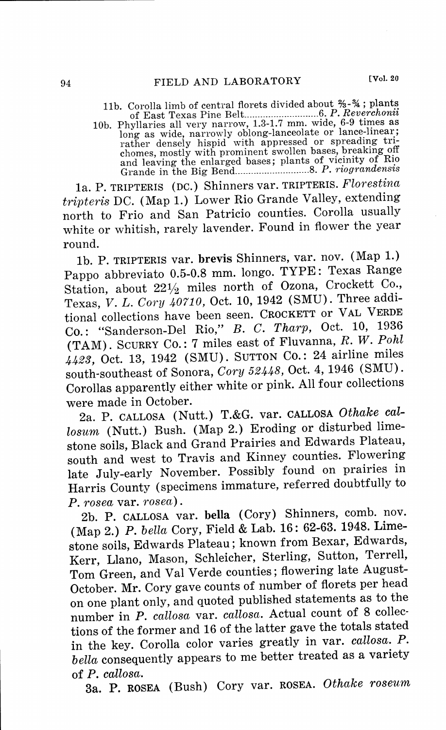11b. Corolla limb of central florets divided about ⅔-¾; plants of East Texas Pine Belt..........................6. *P. Reverchonii*

10b. Phyllaries all very narrow, 1.3-1.7 mm. wide, 6-9 times as long as wide, narrowly oblong-lanceolate or lance-linear; rather densely hispid with appressed or spreading trichomes, mostly with prominent swollen bases, breaking off and leaving the enlarged bases; plants of vicinity of Rio Grande in the Big Bend..........................8. *P. riograndensis*

1a. P. TRIPTERIS (DC.) Shinners var. TRIPTERIS. *Florestina tripteris* DC. (Map 1.) Lower Rio Grande Valley, extending north to Frio and San Patricio counties. Corolla usually white or whitish, rarely lavender. Found in flower the year round.

1b. P. TRIPTERIS var. **brevis** Shinners, var. nov. (Map 1.) Pappo abbreviato 0.5-0.8 mm. longo. TYPE: Texas Range Station, about 22½ miles north of Ozona, Crockett Co., Texas, *V. L. Cory 40710*, Oct. 10, 1942 (SMU). Three additional collections have been seen. CROCKETT or VAL VERDE Co.: "Sanderson-Del Rio," *B. C. Tharp*, Oct. 10, 1936 (TAM). SCURRY Co.: 7 miles east of Fluvanna, *R. W. Pohl 4423*, Oct. 13, 1942 (SMU). SUTTON Co.: 24 airline miles south-southeast of Sonora, *Cory 52448*, Oct. 4, 1946 (SMU). Corollas apparently either white or pink. All four collections were made in October.

2a. P. CALLOSA (Nutt.) T.&G. var. CALLOSA *Othake callosum* (Nutt.) Bush. (Map 2.) Eroding or disturbed limestone soils, Black and Grand Prairies and Edwards Plateau, south and west to Travis and Kinney counties. Flowering late July-early November. Possibly found on prairies in Harris County (specimens immature, referred doubtfully to *P. rosea* var. *rosea*).

2b. P. CALLOSA var. **bella** (Cory) Shinners, comb. nov. (Map 2.) *P. bella* Cory, Field & Lab. 16: 62-63. 1948. Limestone soils, Edwards Plateau; known from Bexar, Edwards, Kerr, Llano, Mason, Schleicher, Sterling, Sutton, Terrell, Tom Green, and Val Verde counties; flowering late August-October. Mr. Cory gave counts of number of florets per head on one plant only, and quoted published statements as to the number in *P. callosa* var. *callosa*. Actual count of 8 collections of the former and 16 of the latter gave the totals stated in the key. Corolla color varies greatly in var. *callosa*. *P. bella* consequently appears to me better treated as a variety of *P. callosa*.

3a. P. ROSEA (Bush) Cory var. ROSEA. *Othake roseum*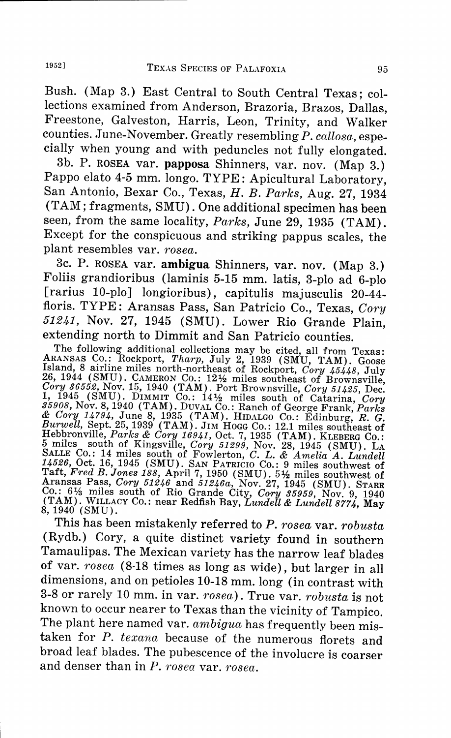Bush. (Map 3.) East Central to South Central Texas; collections examined from Anderson, Brazoria, Brazos, Dallas, Freestone, Galveston, Harris, Leon, Trinity, and Walker counties. June-November. Greatly resembling *P. callosa*, especially when young and with peduncles not fully elongated.

3b. P. ROSEA var. **papposa** Shinners, var. nov. (Map 3.) Pappo elato 4-5 mm. longo. TYPE: Apicultural Laboratory, San Antonio, Bexar Co., Texas, *H. B. Parks*, Aug. 27, 1934 (TAM; fragments, SMU). One additional specimen has been seen, from the same locality, *Parks*, June 29, 1935 (TAM). Except for the conspicuous and striking pappus scales, the plant resembles var. *rosea*.

3c. P. ROSEA var. **ambigua** Shinners, var. nov. (Map 3.) Foliis grandioribus (laminis 5-15 mm. latis, 3-plo ad 6-plo [rarius 10-plo] longioribus), capitulis majusculis 20-44-floris. TYPE: Aransas Pass, San Patricio Co., Texas, *Cory 51241*, Nov. 27, 1945 (SMU). Lower Rio Grande Plain, extending north to Dimmit and San Patricio counties.

The following additional collections may be cited, all from Texas: ARANSAS CO.: Rockport, *Tharp*, July 2, 1939 (SMU, TAM). Goose Island, 8 airline miles north-northeast of Rockport, *Cory 45448*, July 26, 1944 (SMU). CAMERON CO.: 12½ miles southeast of Brownsville, *Cory 36552*, Nov. 15, 1940 (TAM). Port Brownsville, *Cory 51425*, Dec. 1, 1945 (SMU). DIMMIT CO.: 14½ miles south of Catarina, *Cory 35908*, Nov. 8, 1940 (TAM). DUVAL CO.: Ranch of George Frank, *Parks & Cory 14794*, June 8, 1935 (TAM). HIDALGO CO.: Edinburg, *R. G. Burwell*, Sept. 25, 1939 (TAM). JIM HOGG CO.: 12.1 miles southeast of Hebbronville, *Parks & Cory 16941*, Oct. 7, 1935 (TAM). KLEBERG CO.: 5 miles south of Kingsville, *Cory 51299*, Nov. 28, 1945 (SMU). LA SALLE CO.: 14 miles south of Fowlerton, *C. L. & Amelia A. Lundell 14526*, Oct. 16, 1945 (SMU). SAN PATRICIO CO.: 9 miles southwest of Taft, *Fred B. Jones 188*, April 7, 1950 (SMU). 5½ miles southwest of Aransas Pass, *Cory 51246* and *51246a*, Nov. 27, 1945 (SMU). STARR CO.: 6⅓ miles south of Rio Grande City, *Cory 35959*, Nov. 9, 1940 (TAM). WILLACY CO.: near Redfish Bay, *Lundell & Lundell 8774*, May 8, 1940 (SMU).

This has been mistakenly referred to *P. rosea* var. *robusta* (Rydb.) Cory, a quite distinct variety found in southern Tamaulipas. The Mexican variety has the narrow leaf blades of var. *rosea* (8-18 times as long as wide), but larger in all dimensions, and on petioles 10-18 mm. long (in contrast with 3-8 or rarely 10 mm. in var. *rosea*). True var. *robusta* is not known to occur nearer to Texas than the vicinity of Tampico. The plant here named var. *ambigua* has frequently been mistaken for *P. texana* because of the numerous florets and broad leaf blades. The pubescence of the involucre is coarser and denser than in *P. rosea* var. *rosea*.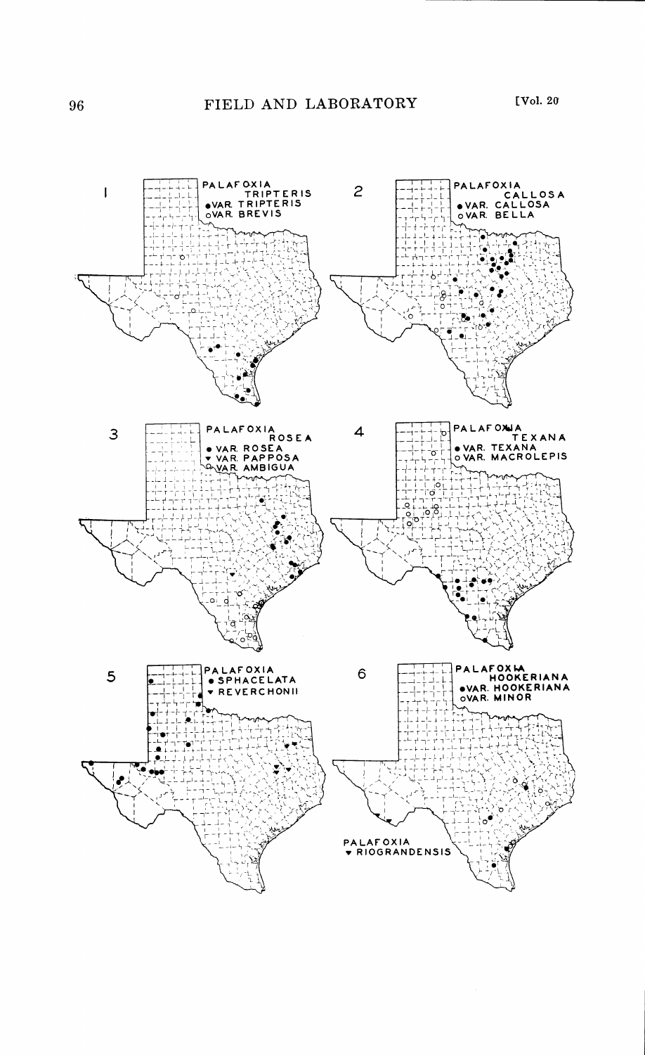1

PALAFOXIA TRIPTERIS
- ● VAR. TRIPTERIS
- ○ VAR. BREVIS

2

PALAFOXIA CALLOSA
- ● VAR. CALLOSA
- ○ VAR. BELLA

3

PALAFOXIA ROSEA
- ● VAR. ROSEA
- ▼ VAR. PAPPOSA
- ○ VAR. AMBIGUA

4

PALAFOXIA TEXANA
- ● VAR. TEXANA
- ○ VAR. MACROLEPIS

5

PALAFOXIA
- ● SPHACELATA
- ▼ REVERCHONII

6

PALAFOXIA HOOKERIANA
- ● VAR. HOOKERIANA
- ○ VAR. MINOR

PALAFOXIA
- ▼ RIOGRANDENSIS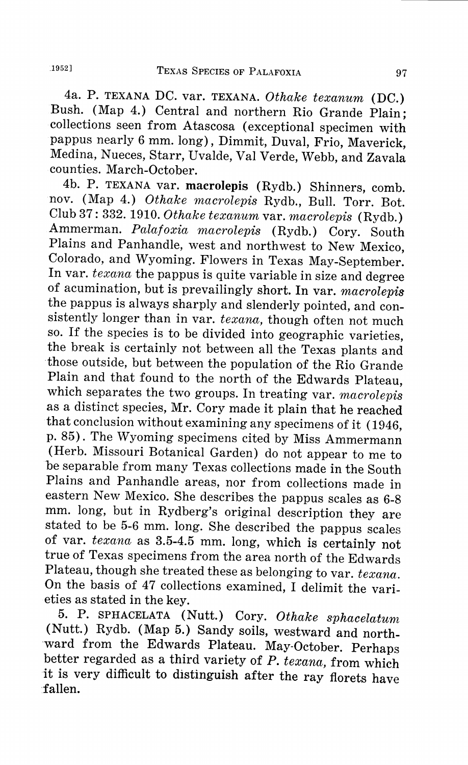4a. P. TEXANA DC. var. TEXANA. *Othake texanum* (DC.) Bush. (Map 4.) Central and northern Rio Grande Plain; collections seen from Atascosa (exceptional specimen with pappus nearly 6 mm. long), Dimmit, Duval, Frio, Maverick, Medina, Nueces, Starr, Uvalde, Val Verde, Webb, and Zavala counties. March-October.

4b. P. TEXANA var. **macrolepis** (Rydb.) Shinners, comb. nov. (Map 4.) *Othake macrolepis* Rydb., Bull. Torr. Bot. Club 37: 332. 1910. *Othake texanum* var. *macrolepis* (Rydb.) Ammerman. *Palafoxia macrolepis* (Rydb.) Cory. South Plains and Panhandle, west and northwest to New Mexico, Colorado, and Wyoming. Flowers in Texas May-September. In var. *texana* the pappus is quite variable in size and degree of acumination, but is prevailingly short. In var. *macrolepis* the pappus is always sharply and slenderly pointed, and consistently longer than in var. *texana*, though often not much so. If the species is to be divided into geographic varieties, the break is certainly not between all the Texas plants and those outside, but between the population of the Rio Grande Plain and that found to the north of the Edwards Plateau, which separates the two groups. In treating var. *macrolepis* as a distinct species, Mr. Cory made it plain that he reached that conclusion without examining any specimens of it (1946, p. 85). The Wyoming specimens cited by Miss Ammermann (Herb. Missouri Botanical Garden) do not appear to me to be separable from many Texas collections made in the South Plains and Panhandle areas, nor from collections made in eastern New Mexico. She describes the pappus scales as 6-8 mm. long, but in Rydberg's original description they are stated to be 5-6 mm. long. She described the pappus scales of var. *texana* as 3.5-4.5 mm. long, which is certainly not true of Texas specimens from the area north of the Edwards Plateau, though she treated these as belonging to var. *texana*. On the basis of 47 collections examined, I delimit the varieties as stated in the key.

5. P. SPHACELATA (Nutt.) Cory. *Othake sphacelatum* (Nutt.) Rydb. (Map 5.) Sandy soils, westward and northward from the Edwards Plateau. May-October. Perhaps better regarded as a third variety of *P. texana*, from which it is very difficult to distinguish after the ray florets have fallen.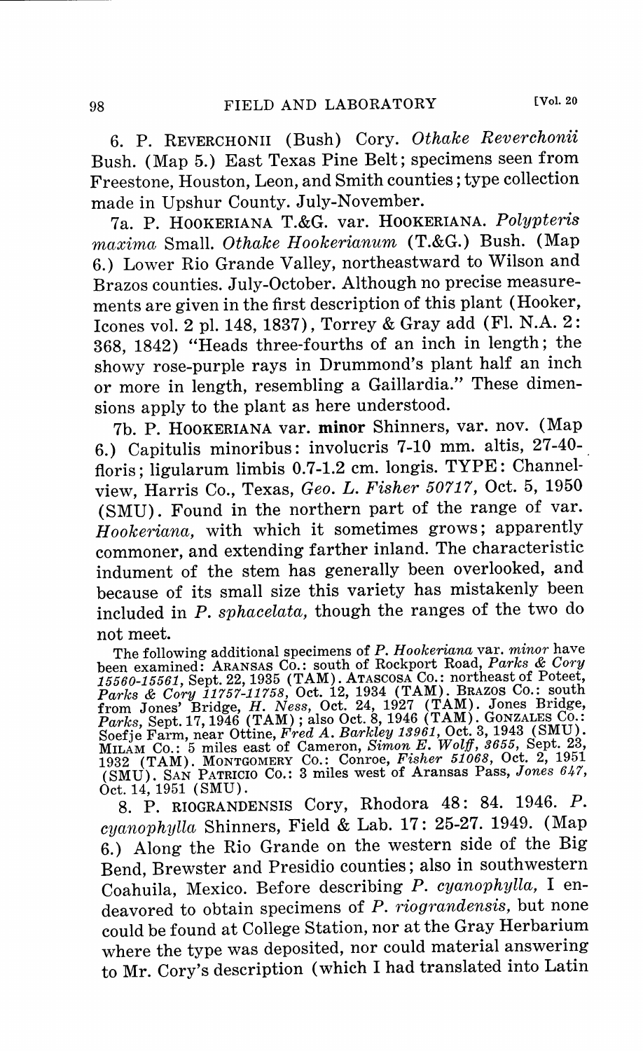6. P. REVERCHONII (Bush) Cory. *Othake Reverchonii* Bush. (Map 5.) East Texas Pine Belt; specimens seen from Freestone, Houston, Leon, and Smith counties; type collection made in Upshur County. July-November.

7a. P. HOOKERIANA T.&G. var. HOOKERIANA. *Polypteris maxima* Small. *Othake Hookerianum* (T.&G.) Bush. (Map 6.) Lower Rio Grande Valley, northeastward to Wilson and Brazos counties. July-October. Although no precise measurements are given in the first description of this plant (Hooker, Icones vol. 2 pl. 148, 1837), Torrey & Gray add (Fl. N.A. 2: 368, 1842) "Heads three-fourths of an inch in length; the showy rose-purple rays in Drummond's plant half an inch or more in length, resembling a Gaillardia." These dimensions apply to the plant as here understood.

7b. P. HOOKERIANA var. **minor** Shinners, var. nov. (Map 6.) Capitulis minoribus: involucris 7-10 mm. altis, 27-40-floris; ligularum limbis 0.7-1.2 cm. longis. TYPE: Channelview, Harris Co., Texas, *Geo. L. Fisher 50717*, Oct. 5, 1950 (SMU). Found in the northern part of the range of var. *Hookeriana*, with which it sometimes grows; apparently commoner, and extending farther inland. The characteristic indument of the stem has generally been overlooked, and because of its small size this variety has mistakenly been included in *P. sphacelata*, though the ranges of the two do not meet.

The following additional specimens of *P. Hookeriana* var. *minor* have been examined: ARANSAS CO.: south of Rockport Road, *Parks & Cory 15560-15561*, Sept. 22, 1935 (TAM). ATASCOSA CO.: northeast of Poteet, *Parks & Cory 11757-11758*, Oct. 12, 1934 (TAM). BRAZOS CO.: south from Jones' Bridge, *H. Ness*, Oct. 24, 1927 (TAM). Jones Bridge, *Parks*, Sept. 17, 1946 (TAM); also Oct. 8, 1946 (TAM). GONZALES CO.: Soefje Farm, near Ottine, *Fred A. Barkley 13961*, Oct. 3, 1943 (SMU). MILAM CO.: 5 miles east of Cameron, *Simon E. Wolff, 3655*, Sept. 23, 1932 (TAM). MONTGOMERY CO.: Conroe, *Fisher 51068*, Oct. 2, 1951 (SMU). SAN PATRICIO CO.: 3 miles west of Aransas Pass, *Jones 647*, Oct. 14, 1951 (SMU).

8. P. RIOGRANDENSIS Cory, Rhodora 48: 84. 1946. *P. cyanophylla* Shinners, Field & Lab. 17: 25-27. 1949. (Map 6.) Along the Rio Grande on the western side of the Big Bend, Brewster and Presidio counties; also in southwestern Coahuila, Mexico. Before describing *P. cyanophylla*, I endeavored to obtain specimens of *P. riograndensis*, but none could be found at College Station, nor at the Gray Herbarium where the type was deposited, nor could material answering to Mr. Cory's description (which I had translated into Latin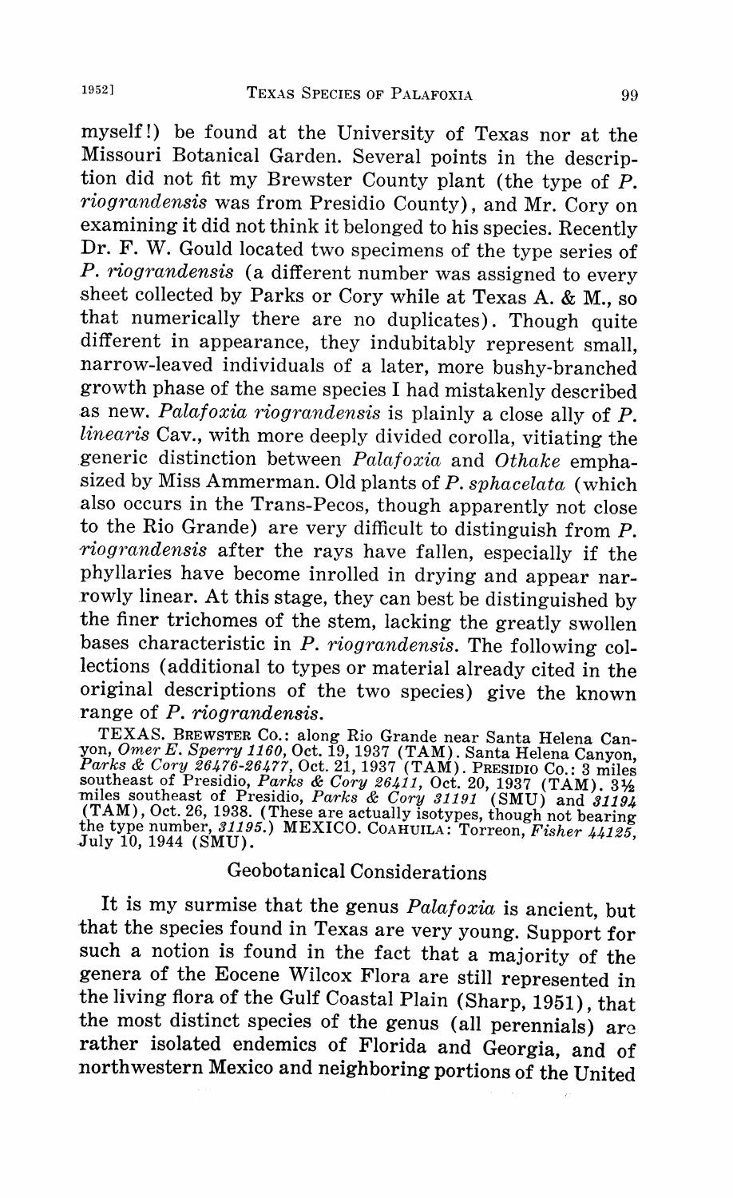myself!) be found at the University of Texas nor at the Missouri Botanical Garden. Several points in the description did not fit my Brewster County plant (the type of *P. riograndensis* was from Presidio County), and Mr. Cory on examining it did not think it belonged to his species. Recently Dr. F. W. Gould located two specimens of the type series of *P. riograndensis* (a different number was assigned to every sheet collected by Parks or Cory while at Texas A. & M., so that numerically there are no duplicates). Though quite different in appearance, they indubitably represent small, narrow-leaved individuals of a later, more bushy-branched growth phase of the same species I had mistakenly described as new. *Palafoxia riograndensis* is plainly a close ally of *P. linearis* Cav., with more deeply divided corolla, vitiating the generic distinction between *Palafoxia* and *Othake* emphasized by Miss Ammerman. Old plants of *P. sphacelata* (which also occurs in the Trans-Pecos, though apparently not close to the Rio Grande) are very difficult to distinguish from *P. riograndensis* after the rays have fallen, especially if the phyllaries have become inrolled in drying and appear narrowly linear. At this stage, they can best be distinguished by the finer trichomes of the stem, lacking the greatly swollen bases characteristic in *P. riograndensis*. The following collections (additional to types or material already cited in the original descriptions of the two species) give the known range of *P. riograndensis*.

TEXAS. BREWSTER CO.: along Rio Grande near Santa Helena Canyon, *Omer E. Sperry 1160*, Oct. 19, 1937 (TAM). Santa Helena Canyon, *Parks & Cory 26476-26477*, Oct. 21, 1937 (TAM). PRESIDIO CO.: 3 miles southeast of Presidio, *Parks & Cory 26411*, Oct. 20, 1937 (TAM). 3½ miles southeast of Presidio, *Parks & Cory 31191* (SMU) and *31194* (TAM), Oct. 26, 1938. (These are actually isotypes, though not bearing the type number, *31195*.) MEXICO. COAHUILA: Torreon, *Fisher 44125*, July 10, 1944 (SMU).

## Geobotanical Considerations

It is my surmise that the genus *Palafoxia* is ancient, but that the species found in Texas are very young. Support for such a notion is found in the fact that a majority of the genera of the Eocene Wilcox Flora are still represented in the living flora of the Gulf Coastal Plain (Sharp, 1951), that the most distinct species of the genus (all perennials) are rather isolated endemics of Florida and Georgia, and of northwestern Mexico and neighboring portions of the United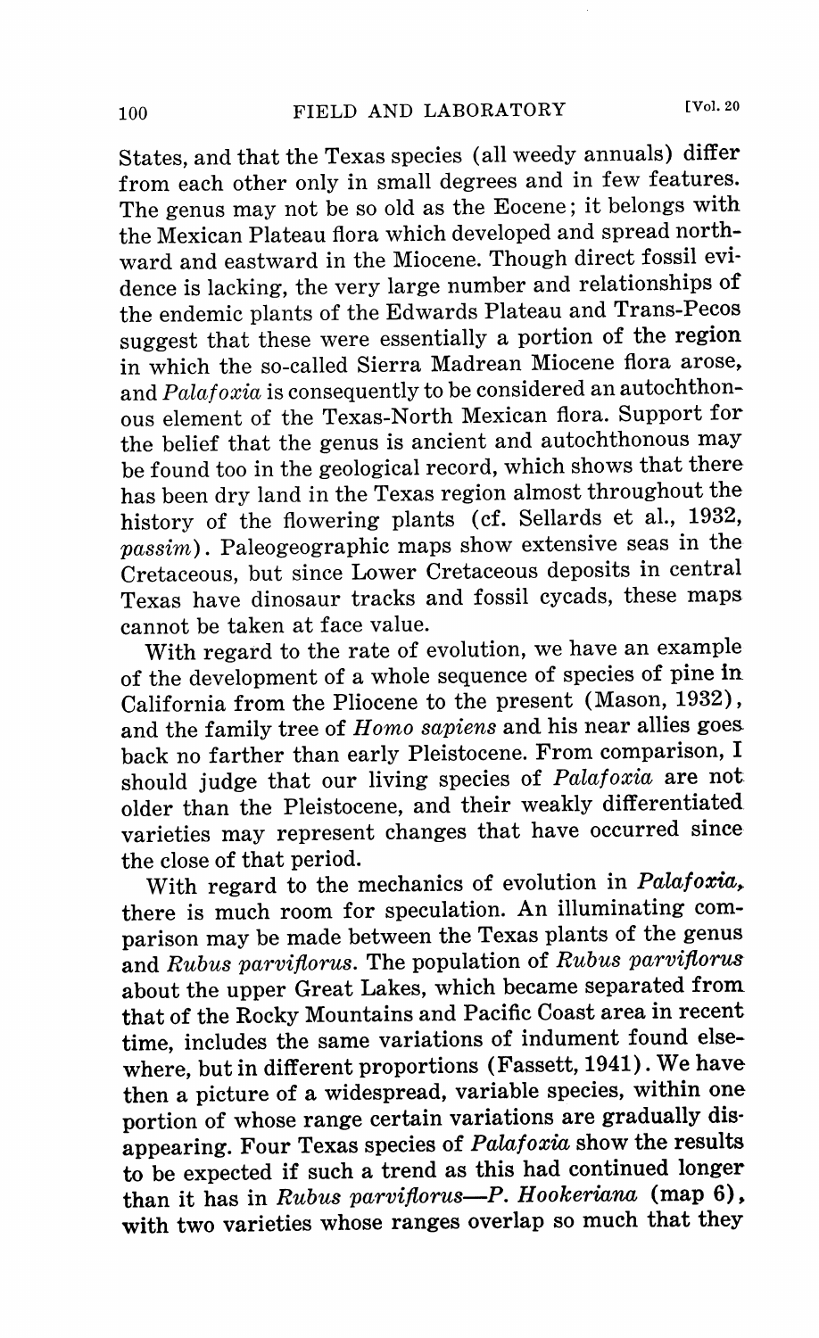States, and that the Texas species (all weedy annuals) differ from each other only in small degrees and in few features. The genus may not be so old as the Eocene; it belongs with the Mexican Plateau flora which developed and spread northward and eastward in the Miocene. Though direct fossil evidence is lacking, the very large number and relationships of the endemic plants of the Edwards Plateau and Trans-Pecos suggest that these were essentially a portion of the region in which the so-called Sierra Madrean Miocene flora arose, and *Palafoxia* is consequently to be considered an autochthonous element of the Texas-North Mexican flora. Support for the belief that the genus is ancient and autochthonous may be found too in the geological record, which shows that there has been dry land in the Texas region almost throughout the history of the flowering plants (cf. Sellards et al., 1932, *passim*). Paleogeographic maps show extensive seas in the Cretaceous, but since Lower Cretaceous deposits in central Texas have dinosaur tracks and fossil cycads, these maps cannot be taken at face value.

With regard to the rate of evolution, we have an example of the development of a whole sequence of species of pine in California from the Pliocene to the present (Mason, 1932), and the family tree of *Homo sapiens* and his near allies goes back no farther than early Pleistocene. From comparison, I should judge that our living species of *Palafoxia* are not older than the Pleistocene, and their weakly differentiated varieties may represent changes that have occurred since the close of that period.

With regard to the mechanics of evolution in *Palafoxia*, there is much room for speculation. An illuminating comparison may be made between the Texas plants of the genus and *Rubus parviflorus*. The population of *Rubus parviflorus* about the upper Great Lakes, which became separated from that of the Rocky Mountains and Pacific Coast area in recent time, includes the same variations of indument found elsewhere, but in different proportions (Fassett, 1941). We have then a picture of a widespread, variable species, within one portion of whose range certain variations are gradually disappearing. Four Texas species of *Palafoxia* show the results to be expected if such a trend as this had continued longer than it has in *Rubus parviflorus*—*P. Hookeriana* (map 6), with two varieties whose ranges overlap so much that they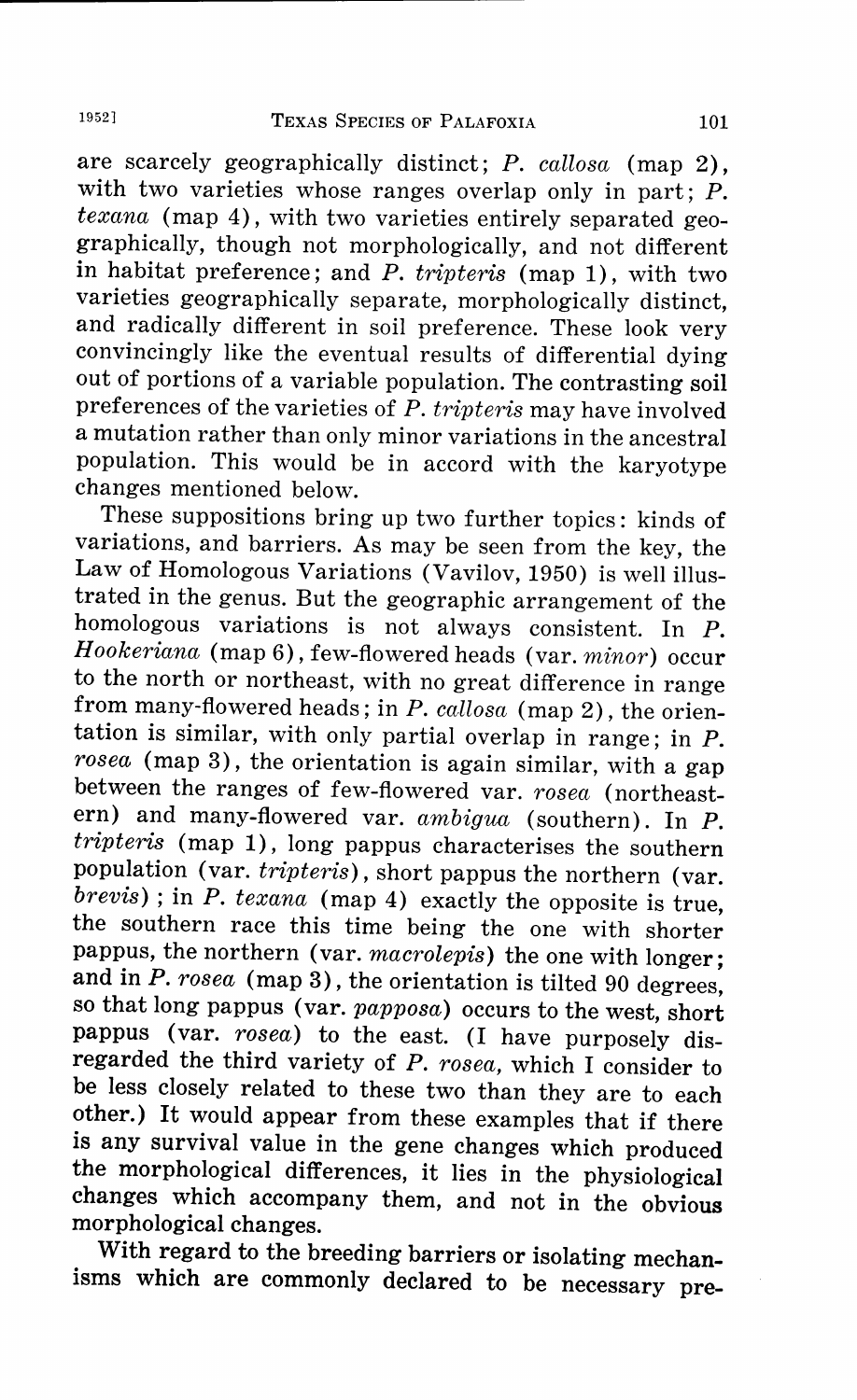are scarcely geographically distinct; *P. callosa* (map 2), with two varieties whose ranges overlap only in part; *P. texana* (map 4), with two varieties entirely separated geographically, though not morphologically, and not different in habitat preference; and *P. tripteris* (map 1), with two varieties geographically separate, morphologically distinct, and radically different in soil preference. These look very convincingly like the eventual results of differential dying out of portions of a variable population. The contrasting soil preferences of the varieties of *P. tripteris* may have involved a mutation rather than only minor variations in the ancestral population. This would be in accord with the karyotype changes mentioned below.

These suppositions bring up two further topics: kinds of variations, and barriers. As may be seen from the key, the Law of Homologous Variations (Vavilov, 1950) is well illustrated in the genus. But the geographic arrangement of the homologous variations is not always consistent. In *P. Hookeriana* (map 6), few-flowered heads (var. *minor*) occur to the north or northeast, with no great difference in range from many-flowered heads; in *P. callosa* (map 2), the orientation is similar, with only partial overlap in range; in *P. rosea* (map 3), the orientation is again similar, with a gap between the ranges of few-flowered var. *rosea* (northeastern) and many-flowered var. *ambigua* (southern). In *P. tripteris* (map 1), long pappus characterises the southern population (var. *tripteris*), short pappus the northern (var. *brevis*); in *P. texana* (map 4) exactly the opposite is true, the southern race this time being the one with shorter pappus, the northern (var. *macrolepis*) the one with longer; and in *P. rosea* (map 3), the orientation is tilted 90 degrees, so that long pappus (var. *papposa*) occurs to the west, short pappus (var. *rosea*) to the east. (I have purposely disregarded the third variety of *P. rosea*, which I consider to be less closely related to these two than they are to each other.) It would appear from these examples that if there is any survival value in the gene changes which produced the morphological differences, it lies in the physiological changes which accompany them, and not in the obvious morphological changes.

With regard to the breeding barriers or isolating mechanisms which are commonly declared to be necessary pre-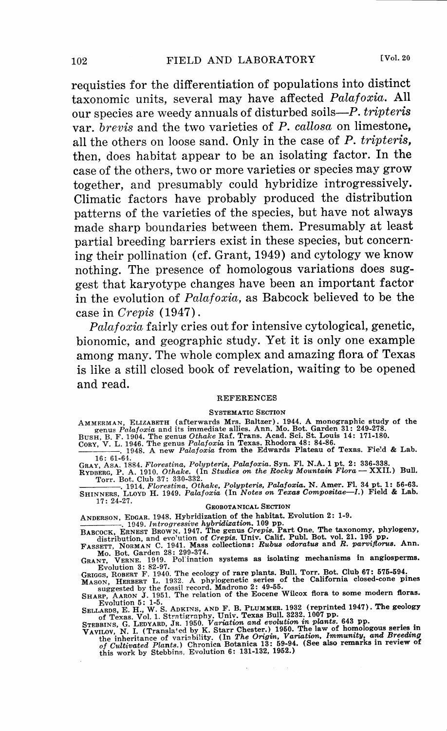requisties for the differentiation of populations into distinct taxonomic units, several may have affected *Palafoxia*. All our species are weedy annuals of disturbed soils—*P. tripteris* var. *brevis* and the two varieties of *P. callosa* on limestone, all the others on loose sand. Only in the case of *P. tripteris*, then, does habitat appear to be an isolating factor. In the case of the others, two or more varieties or species may grow together, and presumably could hybridize introgressively. Climatic factors have probably produced the distribution patterns of the varieties of the species, but have not always made sharp boundaries between them. Presumably at least partial breeding barriers exist in these species, but concerning their pollination (cf. Grant, 1949) and cytology we know nothing. The presence of homologous variations does suggest that karyotype changes have been an important factor in the evolution of *Palafoxia*, as Babcock believed to be the case in *Crepis* (1947).

*Palafoxia* fairly cries out for intensive cytological, genetic, bionomic, and geographic study. Yet it is only one example among many. The whole complex and amazing flora of Texas is like a still closed book of revelation, waiting to be opened and read.

## REFERENCES

### SYSTEMATIC SECTION

AMMERMAN, ELIZABETH (afterwards Mrs. Baltzer). 1944. A monographic study of the genus *Palafoxia* and its immediate allies. Ann. Mo. Bot. Garden 31: 249-278.

BUSH, B. F. 1904. The genus *Othake* Raf. Trans. Acad. Sci. St. Louis 14: 171-180.

CORY, V. L. 1946. The genus *Palafoxia* in Texas. Rhodora 48: 84-86.

————. 1948. A new *Palafoxia* from the Edwards Plateau of Texas. Field & Lab. 16: 61-64.

GRAY, ASA. 1884. *Florestina, Polypteris, Palafoxia*. Syn. Fl. N.A. 1 pt. 2: 336-338.

RYDBERG, P. A. 1910. *Othake*. (In *Studies on the Rocky Mountain Flora* — XXII.) Bull. Torr. Bot. Club 37: 330-332.

————. 1914. *Florestina, Othake, Polypteris, Palafoxia*. N. Amer. Fl. 34 pt. 1: 56-63.

SHINNERS, LLOYD H. 1949. *Palafoxia* (In *Notes on Texas Compositae—I.*) Field & Lab. 17: 24-27.

### GEOBOTANICAL SECTION

ANDERSON, EDGAR. 1948. Hybridization of the habitat. Evolution 2: 1-9.

————. 1949. *Introgressive hybridization*. 109 pp.

BABCOCK, ERNEST BROWN. 1947. The genus *Crepis*. Part One. The taxonomy, phylogeny, distribution, and evolution of *Crepis*. Univ. Calif. Publ. Bot. vol. 21. 195 pp.

FASSETT, NORMAN C. 1941. Mass collections: *Rubus odoratus* and *R. parviflorus*. Ann. Mo. Bot. Garden 28: 299-374.

GRANT, VERNE. 1949. Pollination systems as isolating mechanisms in angiosperms. Evolution 3: 82-97.

GRIGGS, ROBERT F. 1940. The ecology of rare plants. Bull. Torr. Bot. Club 67: 575-594.

MASON, HERBERT L. 1932. A phylogenetic series of the California closed-cone pines suggested by the fossil record. Madrono 2: 49-55.

SHARP, AARON J. 1951. The relation of the Eocene Wilcox flora to some modern floras. Evolution 5: 1-5.

SELLARDS, E. H., W. S. ADKINS, AND F. B. PLUMMER. 1932 (reprinted 1947). The geology of Texas. Vol. 1. Stratigraphy. Univ. Texas Bull. 3232. 1007 pp.

STEBBINS, G. LEDYARD, JR. 1950. *Variation and evolution in plants*. 643 pp.

VAVILOV, N. I. (Translated by K. Starr Chester.) 1950. The law of homologous series in the inheritance of variability. (In *The Origin, Variation, Immunity, and Breeding of Cultivated Plants*.) Chronica Botanica 13: 59-94. (See also remarks in review of this work by Stebbins, Evolution 6: 131-132, 1952.)